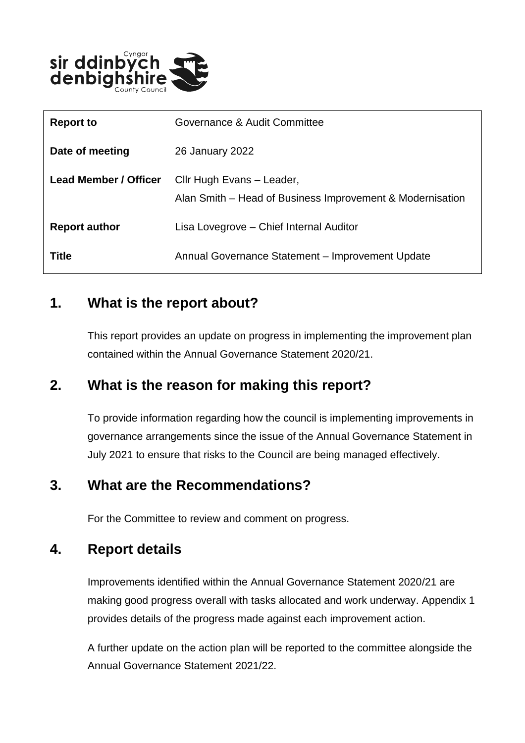| Report to | Governance & Audit Committee |
|---|---|
| Date of meeting | 26 January 2022 |
| Lead Member / Officer | Cllr Hugh Evans – Leader,<br>Alan Smith – Head of Business Improvement & Modernisation |
| Report author | Lisa Lovegrove – Chief Internal Auditor |
| Title | Annual Governance Statement – Improvement Update |

## 1. What is the report about?

This report provides an update on progress in implementing the improvement plan contained within the Annual Governance Statement 2020/21.

## 2. What is the reason for making this report?

To provide information regarding how the council is implementing improvements in governance arrangements since the issue of the Annual Governance Statement in July 2021 to ensure that risks to the Council are being managed effectively.

## 3. What are the Recommendations?

For the Committee to review and comment on progress.

## 4. Report details

Improvements identified within the Annual Governance Statement 2020/21 are making good progress overall with tasks allocated and work underway. Appendix 1 provides details of the progress made against each improvement action.

A further update on the action plan will be reported to the committee alongside the Annual Governance Statement 2021/22.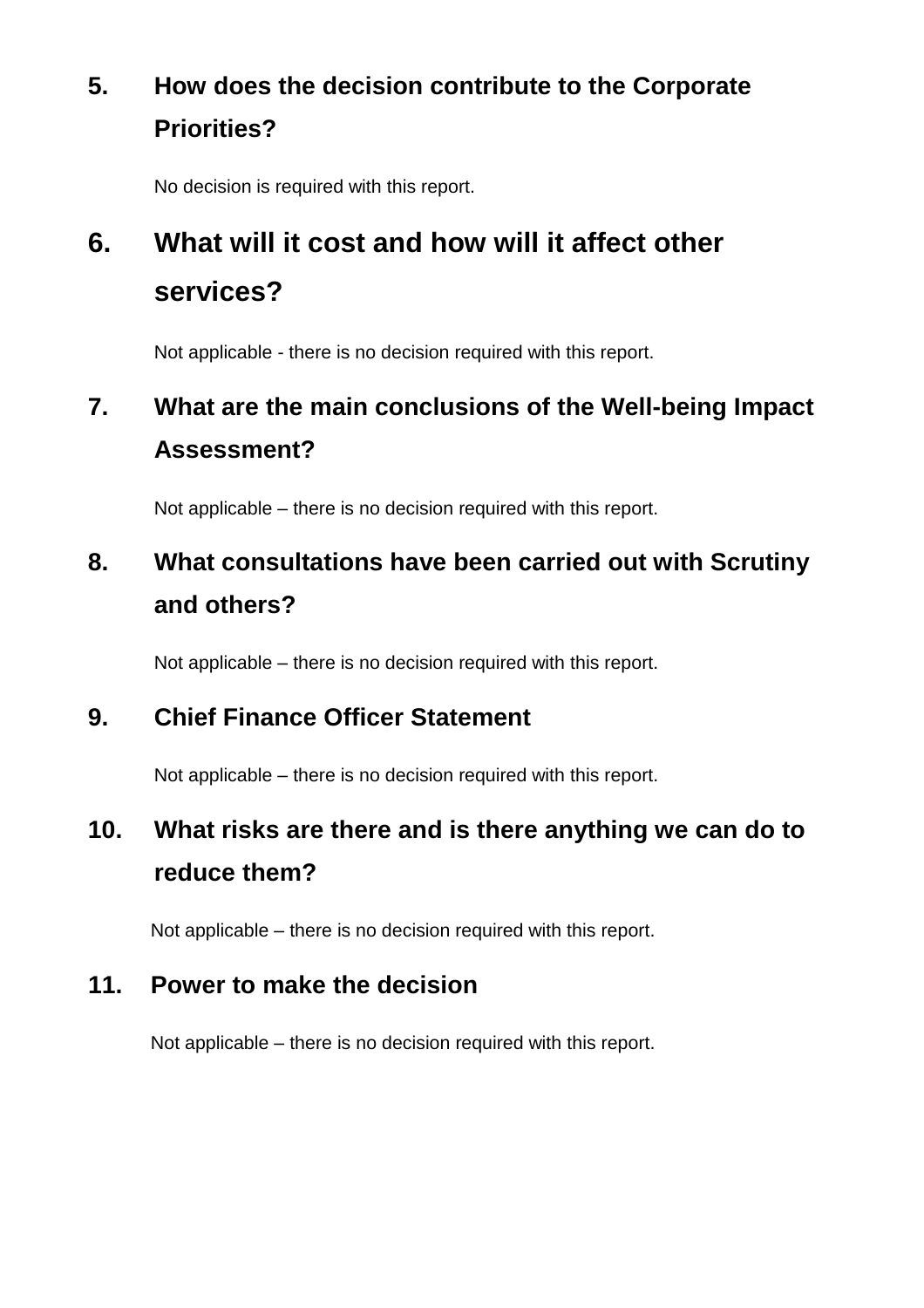## 5. How does the decision contribute to the Corporate Priorities?

No decision is required with this report.

## 6. What will it cost and how will it affect other services?

Not applicable - there is no decision required with this report.

## 7. What are the main conclusions of the Well-being Impact Assessment?

Not applicable – there is no decision required with this report.

## 8. What consultations have been carried out with Scrutiny and others?

Not applicable – there is no decision required with this report.

## 9. Chief Finance Officer Statement

Not applicable – there is no decision required with this report.

## 10. What risks are there and is there anything we can do to reduce them?

Not applicable – there is no decision required with this report.

## 11. Power to make the decision

Not applicable – there is no decision required with this report.